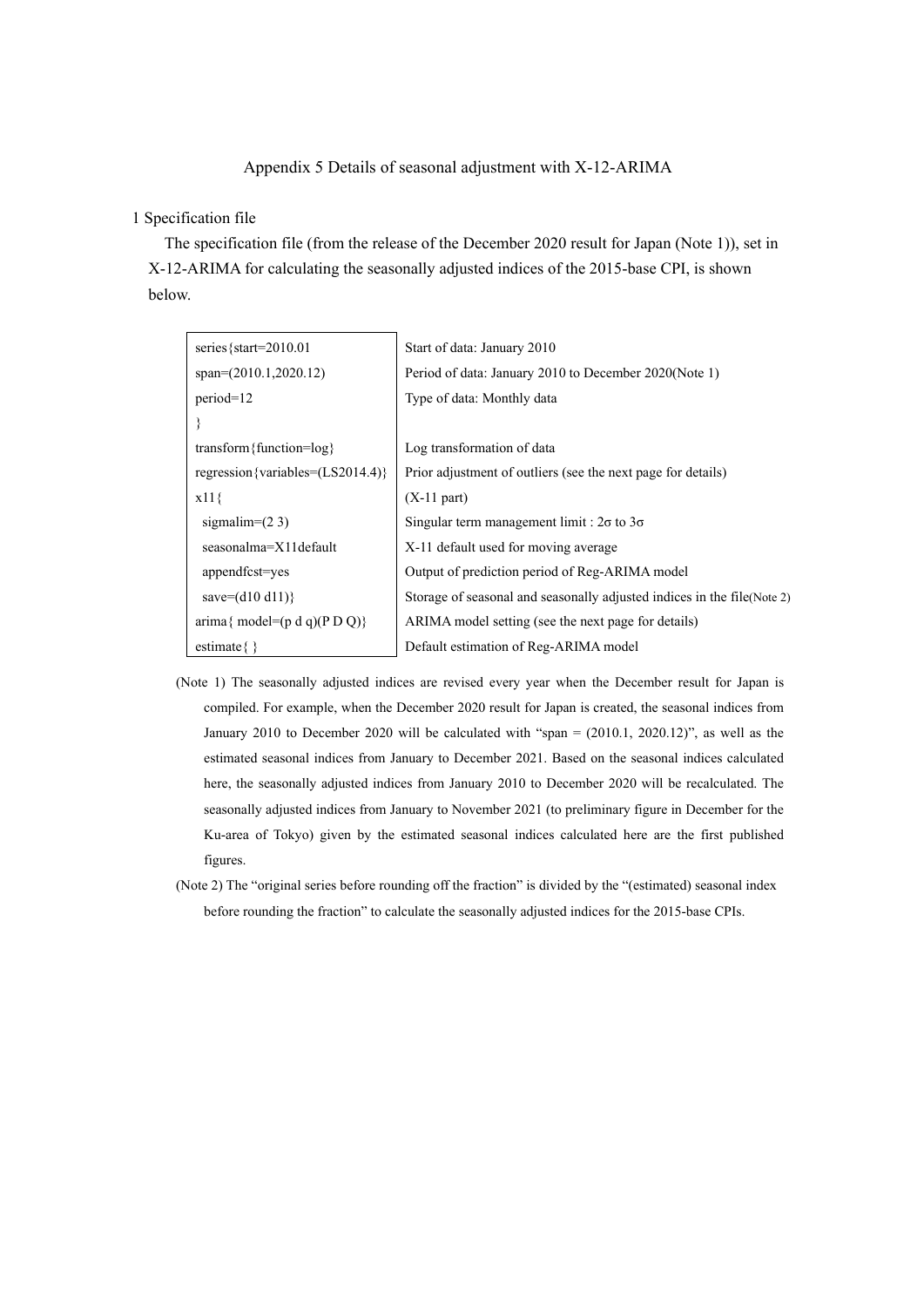# Appendix 5 Details of seasonal adjustment with X-12-ARIMA

## 1 Specification file

The specification file (from the release of the December 2020 result for Japan (Note 1)), set in X-12-ARIMA for calculating the seasonally adjusted indices of the 2015-base CPI, is shown below.

| | |
|---|---|
| series{start=2010.01 | Start of data: January 2010 |
| span=(2010.1,2020.12) | Period of data: January 2010 to December 2020(Note 1) |
| period=12 | Type of data: Monthly data |
| } | |
| transform{function=log} | Log transformation of data |
| regression{variables=(LS2014.4)} | Prior adjustment of outliers (see the next page for details) |
| x11{ | (X-11 part) |
| sigmalim=(2 3) | Singular term management limit : 2σ to 3σ |
| seasonalma=X11default | X-11 default used for moving average |
| appendfcst=yes | Output of prediction period of Reg-ARIMA model |
| save=(d10 d11)} | Storage of seasonal and seasonally adjusted indices in the file(Note 2) |
| arima{ model=(p d q)(P D Q)} | ARIMA model setting (see the next page for details) |
| estimate{ } | Default estimation of Reg-ARIMA model |

(Note 1) The seasonally adjusted indices are revised every year when the December result for Japan is compiled. For example, when the December 2020 result for Japan is created, the seasonal indices from January 2010 to December 2020 will be calculated with “span = (2010.1, 2020.12)”, as well as the estimated seasonal indices from January to December 2021. Based on the seasonal indices calculated here, the seasonally adjusted indices from January 2010 to December 2020 will be recalculated. The seasonally adjusted indices from January to November 2021 (to preliminary figure in December for the Ku-area of Tokyo) given by the estimated seasonal indices calculated here are the first published figures.

(Note 2) The “original series before rounding off the fraction” is divided by the “(estimated) seasonal index before rounding the fraction” to calculate the seasonally adjusted indices for the 2015-base CPIs.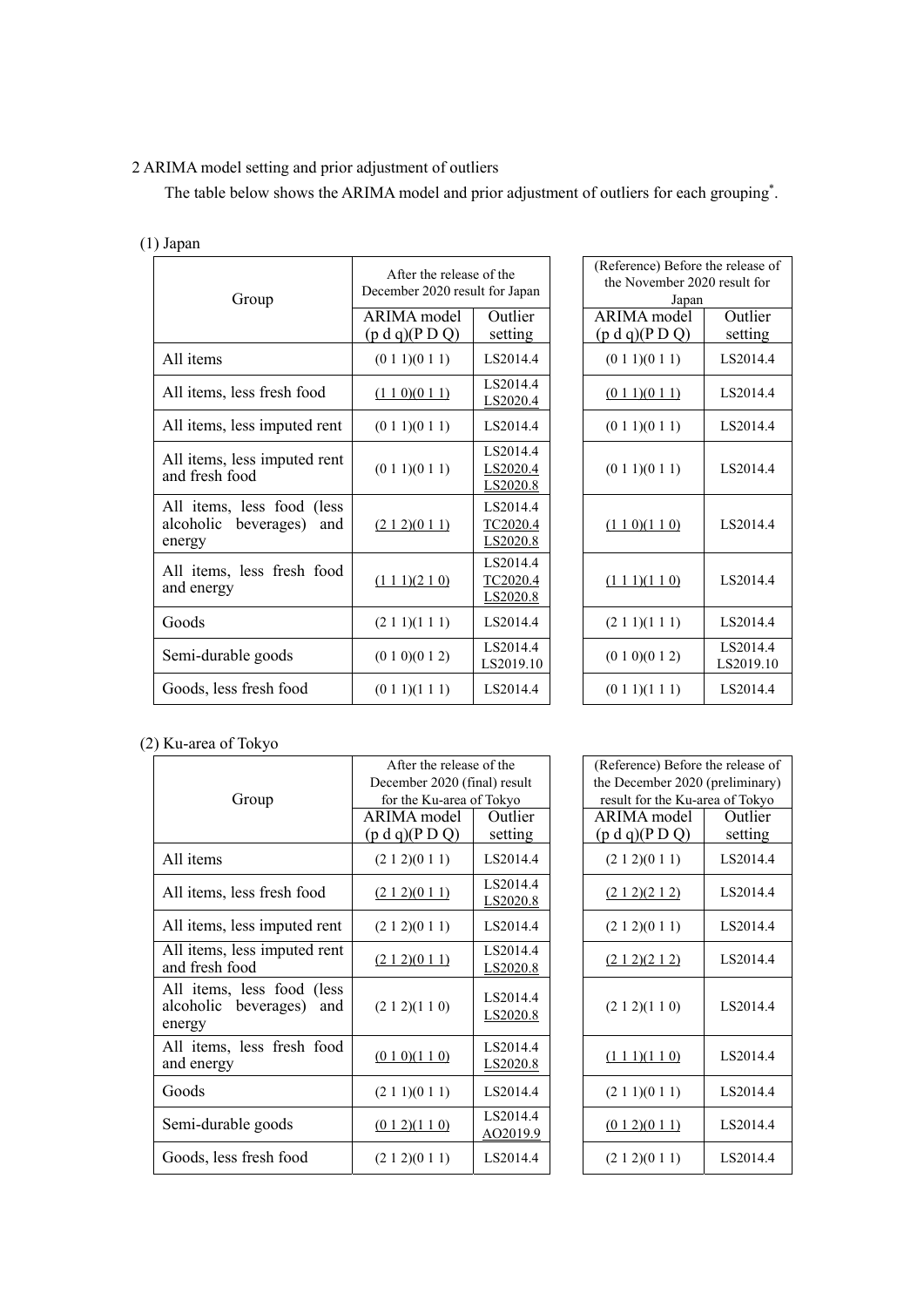2 ARIMA model setting and prior adjustment of outliers

The table below shows the ARIMA model and prior adjustment of outliers for each grouping*.

(1) Japan

| Group | After the release of the December 2020 result for Japan | | (Reference) Before the release of the November 2020 result for Japan | |
|---|---|---|---|---|
| | ARIMA model (p d q)(P D Q) | Outlier setting | ARIMA model (p d q)(P D Q) | Outlier setting |
| All items | (0 1 1)(0 1 1) | LS2014.4 | (0 1 1)(0 1 1) | LS2014.4 |
| All items, less fresh food | (1 1 0)(0 1 1) | LS2014.4<br>LS2020.4 | (0 1 1)(0 1 1) | LS2014.4 |
| All items, less imputed rent | (0 1 1)(0 1 1) | LS2014.4 | (0 1 1)(0 1 1) | LS2014.4 |
| All items, less imputed rent and fresh food | (0 1 1)(0 1 1) | LS2014.4<br>LS2020.4<br>LS2020.8 | (0 1 1)(0 1 1) | LS2014.4 |
| All items, less food (less alcoholic beverages) and energy | (2 1 2)(0 1 1) | LS2014.4<br>TC2020.4<br>LS2020.8 | (1 1 0)(1 1 0) | LS2014.4 |
| All items, less fresh food and energy | (1 1 1)(2 1 0) | LS2014.4<br>TC2020.4<br>LS2020.8 | (1 1 1)(1 1 0) | LS2014.4 |
| Goods | (2 1 1)(1 1 1) | LS2014.4 | (2 1 1)(1 1 1) | LS2014.4 |
| Semi-durable goods | (0 1 0)(0 1 2) | LS2014.4<br>LS2019.10 | (0 1 0)(0 1 2) | LS2014.4<br>LS2019.10 |
| Goods, less fresh food | (0 1 1)(1 1 1) | LS2014.4 | (0 1 1)(1 1 1) | LS2014.4 |

(2) Ku-area of Tokyo

| Group | After the release of the December 2020 (final) result for the Ku-area of Tokyo | | (Reference) Before the release of the December 2020 (preliminary) result for the Ku-area of Tokyo | |
|---|---|---|---|---|
| | ARIMA model (p d q)(P D Q) | Outlier setting | ARIMA model (p d q)(P D Q) | Outlier setting |
| All items | (2 1 2)(0 1 1) | LS2014.4 | (2 1 2)(0 1 1) | LS2014.4 |
| All items, less fresh food | (2 1 2)(0 1 1) | LS2014.4<br>LS2020.8 | (2 1 2)(2 1 2) | LS2014.4 |
| All items, less imputed rent | (2 1 2)(0 1 1) | LS2014.4 | (2 1 2)(0 1 1) | LS2014.4 |
| All items, less imputed rent and fresh food | (2 1 2)(0 1 1) | LS2014.4<br>LS2020.8 | (2 1 2)(2 1 2) | LS2014.4 |
| All items, less food (less alcoholic beverages) and energy | (2 1 2)(1 1 0) | LS2014.4<br>LS2020.8 | (2 1 2)(1 1 0) | LS2014.4 |
| All items, less fresh food and energy | (0 1 0)(1 1 0) | LS2014.4<br>LS2020.8 | (1 1 1)(1 1 0) | LS2014.4 |
| Goods | (2 1 1)(0 1 1) | LS2014.4 | (2 1 1)(0 1 1) | LS2014.4 |
| Semi-durable goods | (0 1 2)(1 1 0) | LS2014.4<br>AO2019.9 | (0 1 2)(0 1 1) | LS2014.4 |
| Goods, less fresh food | (2 1 2)(0 1 1) | LS2014.4 | (2 1 2)(0 1 1) | LS2014.4 |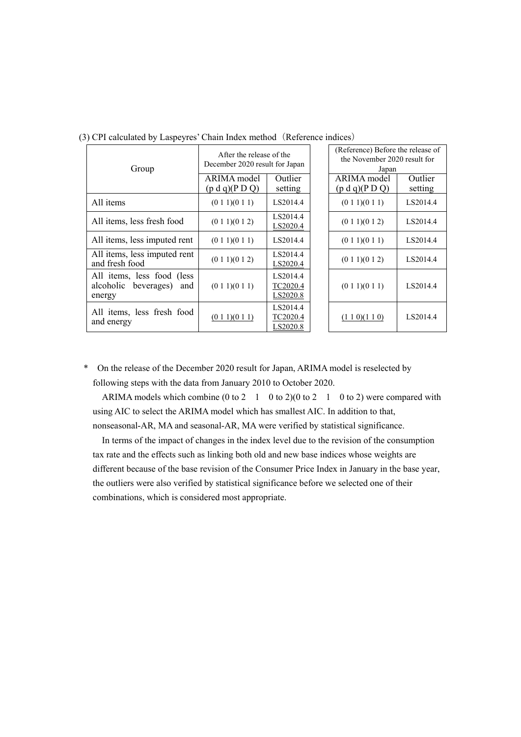(3) CPI calculated by Laspeyres' Chain Index method（Reference indices）

| Group | After the release of the December 2020 result for Japan | | (Reference) Before the release of the November 2020 result for Japan | |
|---|---|---|---|---|
| | ARIMA model (p d q)(P D Q) | Outlier setting | ARIMA model (p d q)(P D Q) | Outlier setting |
| All items | (0 1 1)(0 1 1) | LS2014.4 | (0 1 1)(0 1 1) | LS2014.4 |
| All items, less fresh food | (0 1 1)(0 1 2) | LS2014.4 LS2020.4 | (0 1 1)(0 1 2) | LS2014.4 |
| All items, less imputed rent | (0 1 1)(0 1 1) | LS2014.4 | (0 1 1)(0 1 1) | LS2014.4 |
| All items, less imputed rent and fresh food | (0 1 1)(0 1 2) | LS2014.4 LS2020.4 | (0 1 1)(0 1 2) | LS2014.4 |
| All items, less food (less alcoholic beverages) and energy | (0 1 1)(0 1 1) | LS2014.4 TC2020.4 LS2020.8 | (0 1 1)(0 1 1) | LS2014.4 |
| All items, less fresh food and energy | (0 1 1)(0 1 1) | LS2014.4 TC2020.4 LS2020.8 | (1 1 0)(1 1 0) | LS2014.4 |

\* On the release of the December 2020 result for Japan, ARIMA model is reselected by following steps with the data from January 2010 to October 2020.

ARIMA models which combine (0 to 2 1 0 to 2)(0 to 2 1 0 to 2) were compared with using AIC to select the ARIMA model which has smallest AIC. In addition to that, nonseasonal-AR, MA and seasonal-AR, MA were verified by statistical significance.

In terms of the impact of changes in the index level due to the revision of the consumption tax rate and the effects such as linking both old and new base indices whose weights are different because of the base revision of the Consumer Price Index in January in the base year, the outliers were also verified by statistical significance before we selected one of their combinations, which is considered most appropriate.